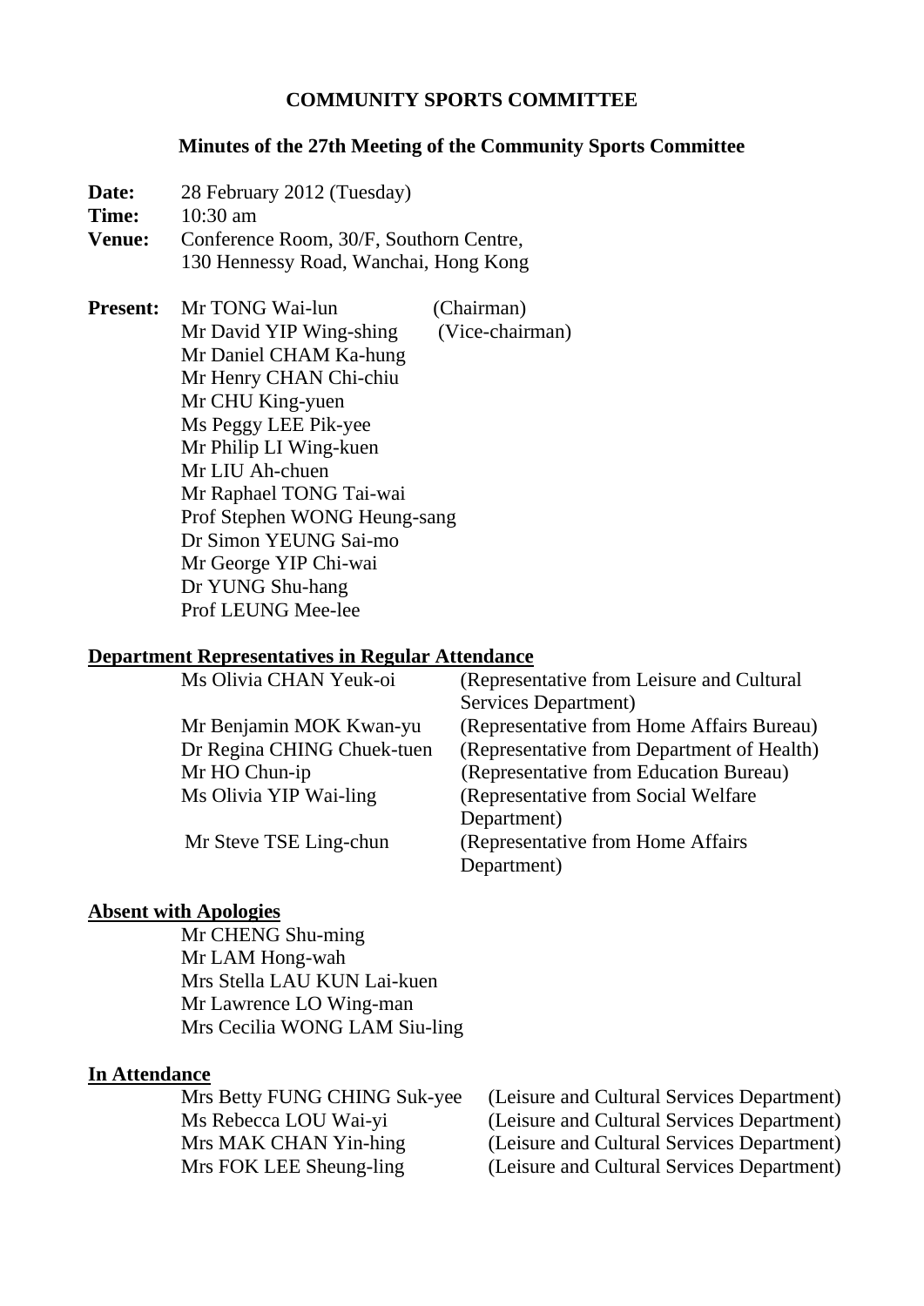# COMMUNITY SPORTS COMMITTEE

## Minutes of the 27th Meeting of the Community Sports Committee

**Date:** 28 February 2012 (Tuesday)
**Time:** 10:30 am
**Venue:** Conference Room, 30/F, Southorn Centre, 130 Hennessy Road, Wanchai, Hong Kong

**Present:**

Mr TONG Wai-lun (Chairman)
Mr David YIP Wing-shing (Vice-chairman)
Mr Daniel CHAM Ka-hung
Mr Henry CHAN Chi-chiu
Mr CHU King-yuen
Ms Peggy LEE Pik-yee
Mr Philip LI Wing-kuen
Mr LIU Ah-chuen
Mr Raphael TONG Tai-wai
Prof Stephen WONG Heung-sang
Dr Simon YEUNG Sai-mo
Mr George YIP Chi-wai
Dr YUNG Shu-hang
Prof LEUNG Mee-lee

**Department Representatives in Regular Attendance**

Ms Olivia CHAN Yeuk-oi (Representative from Leisure and Cultural Services Department)
Mr Benjamin MOK Kwan-yu (Representative from Home Affairs Bureau)
Dr Regina CHING Chuek-tuen (Representative from Department of Health)
Mr HO Chun-ip (Representative from Education Bureau)
Ms Olivia YIP Wai-ling (Representative from Social Welfare Department)
Mr Steve TSE Ling-chun (Representative from Home Affairs Department)

**Absent with Apologies**

Mr CHENG Shu-ming
Mr LAM Hong-wah
Mrs Stella LAU KUN Lai-kuen
Mr Lawrence LO Wing-man
Mrs Cecilia WONG LAM Siu-ling

**In Attendance**

Mrs Betty FUNG CHING Suk-yee (Leisure and Cultural Services Department)
Ms Rebecca LOU Wai-yi (Leisure and Cultural Services Department)
Mrs MAK CHAN Yin-hing (Leisure and Cultural Services Department)
Mrs FOK LEE Sheung-ling (Leisure and Cultural Services Department)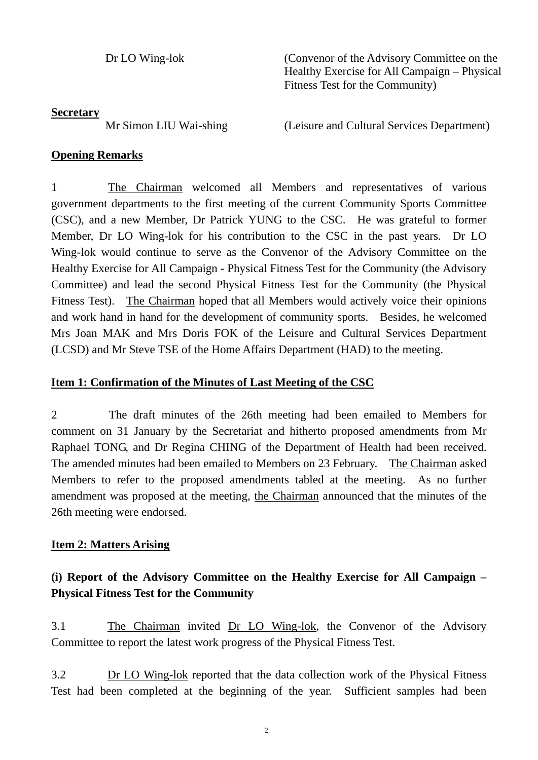Dr LO Wing-lok (Convenor of the Advisory Committee on the Healthy Exercise for All Campaign – Physical Fitness Test for the Community)

**Secretary**

Mr Simon LIU Wai-shing (Leisure and Cultural Services Department)

**Opening Remarks**

1 The Chairman welcomed all Members and representatives of various government departments to the first meeting of the current Community Sports Committee (CSC), and a new Member, Dr Patrick YUNG to the CSC. He was grateful to former Member, Dr LO Wing-lok for his contribution to the CSC in the past years. Dr LO Wing-lok would continue to serve as the Convenor of the Advisory Committee on the Healthy Exercise for All Campaign - Physical Fitness Test for the Community (the Advisory Committee) and lead the second Physical Fitness Test for the Community (the Physical Fitness Test). The Chairman hoped that all Members would actively voice their opinions and work hand in hand for the development of community sports. Besides, he welcomed Mrs Joan MAK and Mrs Doris FOK of the Leisure and Cultural Services Department (LCSD) and Mr Steve TSE of the Home Affairs Department (HAD) to the meeting.

**Item 1: Confirmation of the Minutes of Last Meeting of the CSC**

2 The draft minutes of the 26th meeting had been emailed to Members for comment on 31 January by the Secretariat and hitherto proposed amendments from Mr Raphael TONG, and Dr Regina CHING of the Department of Health had been received. The amended minutes had been emailed to Members on 23 February. The Chairman asked Members to refer to the proposed amendments tabled at the meeting. As no further amendment was proposed at the meeting, the Chairman announced that the minutes of the 26th meeting were endorsed.

**Item 2: Matters Arising**

**(i) Report of the Advisory Committee on the Healthy Exercise for All Campaign – Physical Fitness Test for the Community**

3.1 The Chairman invited Dr LO Wing-lok, the Convenor of the Advisory Committee to report the latest work progress of the Physical Fitness Test.

3.2 Dr LO Wing-lok reported that the data collection work of the Physical Fitness Test had been completed at the beginning of the year. Sufficient samples had been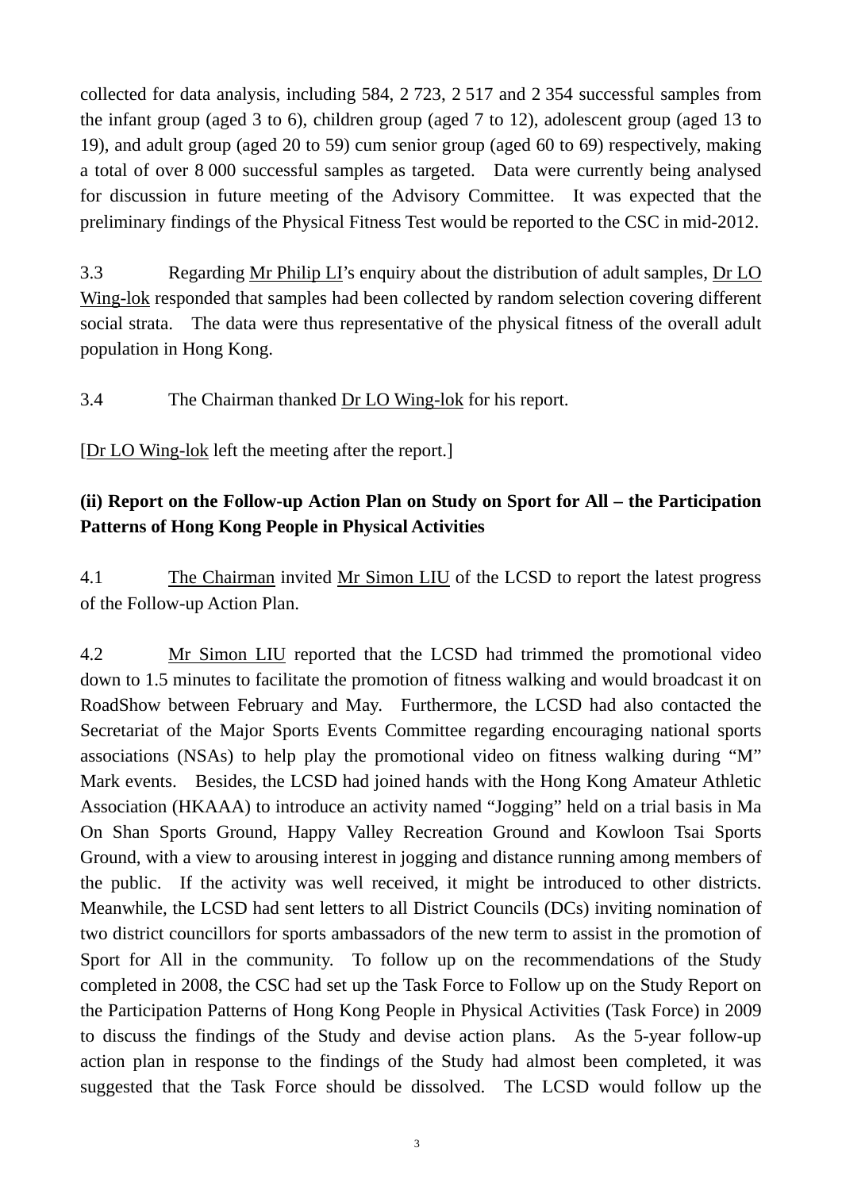collected for data analysis, including 584, 2 723, 2 517 and 2 354 successful samples from the infant group (aged 3 to 6), children group (aged 7 to 12), adolescent group (aged 13 to 19), and adult group (aged 20 to 59) cum senior group (aged 60 to 69) respectively, making a total of over 8 000 successful samples as targeted. Data were currently being analysed for discussion in future meeting of the Advisory Committee. It was expected that the preliminary findings of the Physical Fitness Test would be reported to the CSC in mid-2012.

3.3 Regarding Mr Philip LI's enquiry about the distribution of adult samples, Dr LO Wing-lok responded that samples had been collected by random selection covering different social strata. The data were thus representative of the physical fitness of the overall adult population in Hong Kong.

3.4 The Chairman thanked Dr LO Wing-lok for his report.

[Dr LO Wing-lok left the meeting after the report.]

**(ii) Report on the Follow-up Action Plan on Study on Sport for All – the Participation Patterns of Hong Kong People in Physical Activities**

4.1 The Chairman invited Mr Simon LIU of the LCSD to report the latest progress of the Follow-up Action Plan.

4.2 Mr Simon LIU reported that the LCSD had trimmed the promotional video down to 1.5 minutes to facilitate the promotion of fitness walking and would broadcast it on RoadShow between February and May. Furthermore, the LCSD had also contacted the Secretariat of the Major Sports Events Committee regarding encouraging national sports associations (NSAs) to help play the promotional video on fitness walking during "M" Mark events. Besides, the LCSD had joined hands with the Hong Kong Amateur Athletic Association (HKAAA) to introduce an activity named "Jogging" held on a trial basis in Ma On Shan Sports Ground, Happy Valley Recreation Ground and Kowloon Tsai Sports Ground, with a view to arousing interest in jogging and distance running among members of the public. If the activity was well received, it might be introduced to other districts. Meanwhile, the LCSD had sent letters to all District Councils (DCs) inviting nomination of two district councillors for sports ambassadors of the new term to assist in the promotion of Sport for All in the community. To follow up on the recommendations of the Study completed in 2008, the CSC had set up the Task Force to Follow up on the Study Report on the Participation Patterns of Hong Kong People in Physical Activities (Task Force) in 2009 to discuss the findings of the Study and devise action plans. As the 5-year follow-up action plan in response to the findings of the Study had almost been completed, it was suggested that the Task Force should be dissolved. The LCSD would follow up the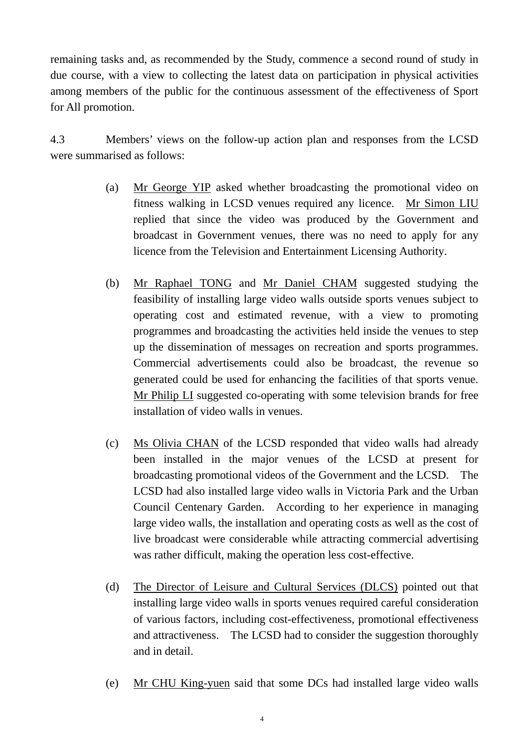remaining tasks and, as recommended by the Study, commence a second round of study in due course, with a view to collecting the latest data on participation in physical activities among members of the public for the continuous assessment of the effectiveness of Sport for All promotion.

4.3 Members' views on the follow-up action plan and responses from the LCSD were summarised as follows:

(a) Mr George YIP asked whether broadcasting the promotional video on fitness walking in LCSD venues required any licence. Mr Simon LIU replied that since the video was produced by the Government and broadcast in Government venues, there was no need to apply for any licence from the Television and Entertainment Licensing Authority.

(b) Mr Raphael TONG and Mr Daniel CHAM suggested studying the feasibility of installing large video walls outside sports venues subject to operating cost and estimated revenue, with a view to promoting programmes and broadcasting the activities held inside the venues to step up the dissemination of messages on recreation and sports programmes. Commercial advertisements could also be broadcast, the revenue so generated could be used for enhancing the facilities of that sports venue. Mr Philip LI suggested co-operating with some television brands for free installation of video walls in venues.

(c) Ms Olivia CHAN of the LCSD responded that video walls had already been installed in the major venues of the LCSD at present for broadcasting promotional videos of the Government and the LCSD. The LCSD had also installed large video walls in Victoria Park and the Urban Council Centenary Garden. According to her experience in managing large video walls, the installation and operating costs as well as the cost of live broadcast were considerable while attracting commercial advertising was rather difficult, making the operation less cost-effective.

(d) The Director of Leisure and Cultural Services (DLCS) pointed out that installing large video walls in sports venues required careful consideration of various factors, including cost-effectiveness, promotional effectiveness and attractiveness. The LCSD had to consider the suggestion thoroughly and in detail.

(e) Mr CHU King-yuen said that some DCs had installed large video walls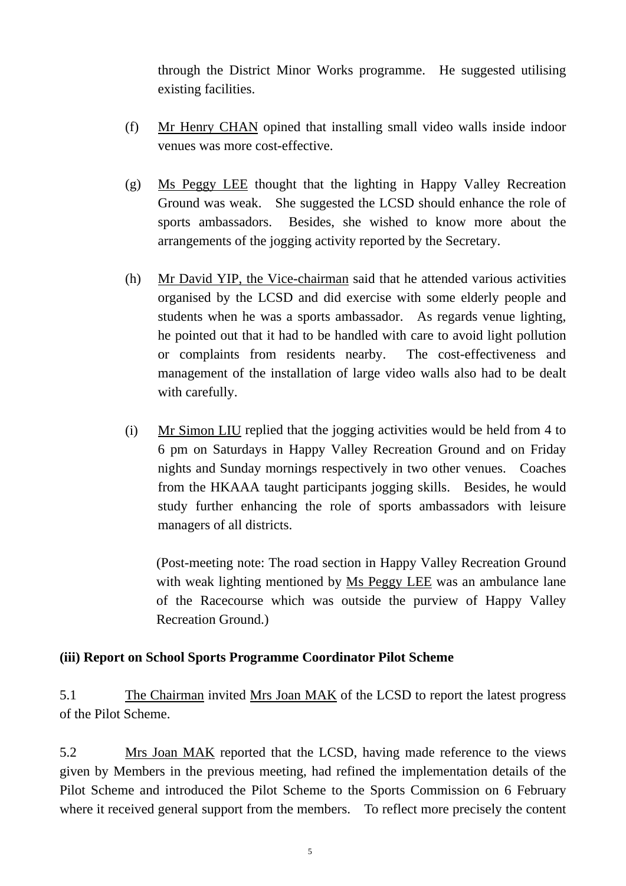through the District Minor Works programme. He suggested utilising existing facilities.

(f) Mr Henry CHAN opined that installing small video walls inside indoor venues was more cost-effective.

(g) Ms Peggy LEE thought that the lighting in Happy Valley Recreation Ground was weak. She suggested the LCSD should enhance the role of sports ambassadors. Besides, she wished to know more about the arrangements of the jogging activity reported by the Secretary.

(h) Mr David YIP, the Vice-chairman said that he attended various activities organised by the LCSD and did exercise with some elderly people and students when he was a sports ambassador. As regards venue lighting, he pointed out that it had to be handled with care to avoid light pollution or complaints from residents nearby. The cost-effectiveness and management of the installation of large video walls also had to be dealt with carefully.

(i) Mr Simon LIU replied that the jogging activities would be held from 4 to 6 pm on Saturdays in Happy Valley Recreation Ground and on Friday nights and Sunday mornings respectively in two other venues. Coaches from the HKAAA taught participants jogging skills. Besides, he would study further enhancing the role of sports ambassadors with leisure managers of all districts.

(Post-meeting note: The road section in Happy Valley Recreation Ground with weak lighting mentioned by Ms Peggy LEE was an ambulance lane of the Racecourse which was outside the purview of Happy Valley Recreation Ground.)

**(iii) Report on School Sports Programme Coordinator Pilot Scheme**

5.1 The Chairman invited Mrs Joan MAK of the LCSD to report the latest progress of the Pilot Scheme.

5.2 Mrs Joan MAK reported that the LCSD, having made reference to the views given by Members in the previous meeting, had refined the implementation details of the Pilot Scheme and introduced the Pilot Scheme to the Sports Commission on 6 February where it received general support from the members. To reflect more precisely the content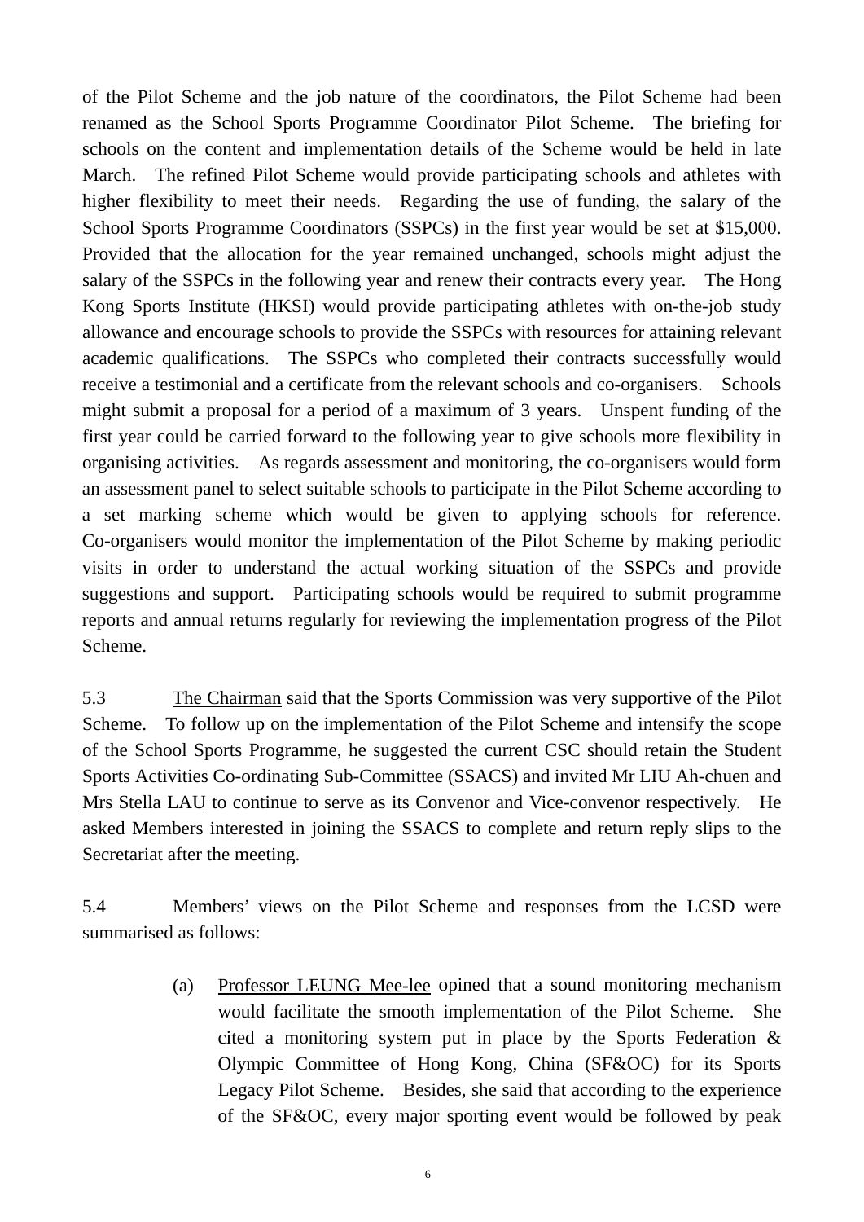of the Pilot Scheme and the job nature of the coordinators, the Pilot Scheme had been renamed as the School Sports Programme Coordinator Pilot Scheme. The briefing for schools on the content and implementation details of the Scheme would be held in late March. The refined Pilot Scheme would provide participating schools and athletes with higher flexibility to meet their needs. Regarding the use of funding, the salary of the School Sports Programme Coordinators (SSPCs) in the first year would be set at $15,000. Provided that the allocation for the year remained unchanged, schools might adjust the salary of the SSPCs in the following year and renew their contracts every year. The Hong Kong Sports Institute (HKSI) would provide participating athletes with on-the-job study allowance and encourage schools to provide the SSPCs with resources for attaining relevant academic qualifications. The SSPCs who completed their contracts successfully would receive a testimonial and a certificate from the relevant schools and co-organisers. Schools might submit a proposal for a period of a maximum of 3 years. Unspent funding of the first year could be carried forward to the following year to give schools more flexibility in organising activities. As regards assessment and monitoring, the co-organisers would form an assessment panel to select suitable schools to participate in the Pilot Scheme according to a set marking scheme which would be given to applying schools for reference. Co-organisers would monitor the implementation of the Pilot Scheme by making periodic visits in order to understand the actual working situation of the SSPCs and provide suggestions and support. Participating schools would be required to submit programme reports and annual returns regularly for reviewing the implementation progress of the Pilot Scheme.

5.3 The Chairman said that the Sports Commission was very supportive of the Pilot Scheme. To follow up on the implementation of the Pilot Scheme and intensify the scope of the School Sports Programme, he suggested the current CSC should retain the Student Sports Activities Co-ordinating Sub-Committee (SSACS) and invited Mr LIU Ah-chuen and Mrs Stella LAU to continue to serve as its Convenor and Vice-convenor respectively. He asked Members interested in joining the SSACS to complete and return reply slips to the Secretariat after the meeting.

5.4 Members' views on the Pilot Scheme and responses from the LCSD were summarised as follows:

(a) Professor LEUNG Mee-lee opined that a sound monitoring mechanism would facilitate the smooth implementation of the Pilot Scheme. She cited a monitoring system put in place by the Sports Federation & Olympic Committee of Hong Kong, China (SF&OC) for its Sports Legacy Pilot Scheme. Besides, she said that according to the experience of the SF&OC, every major sporting event would be followed by peak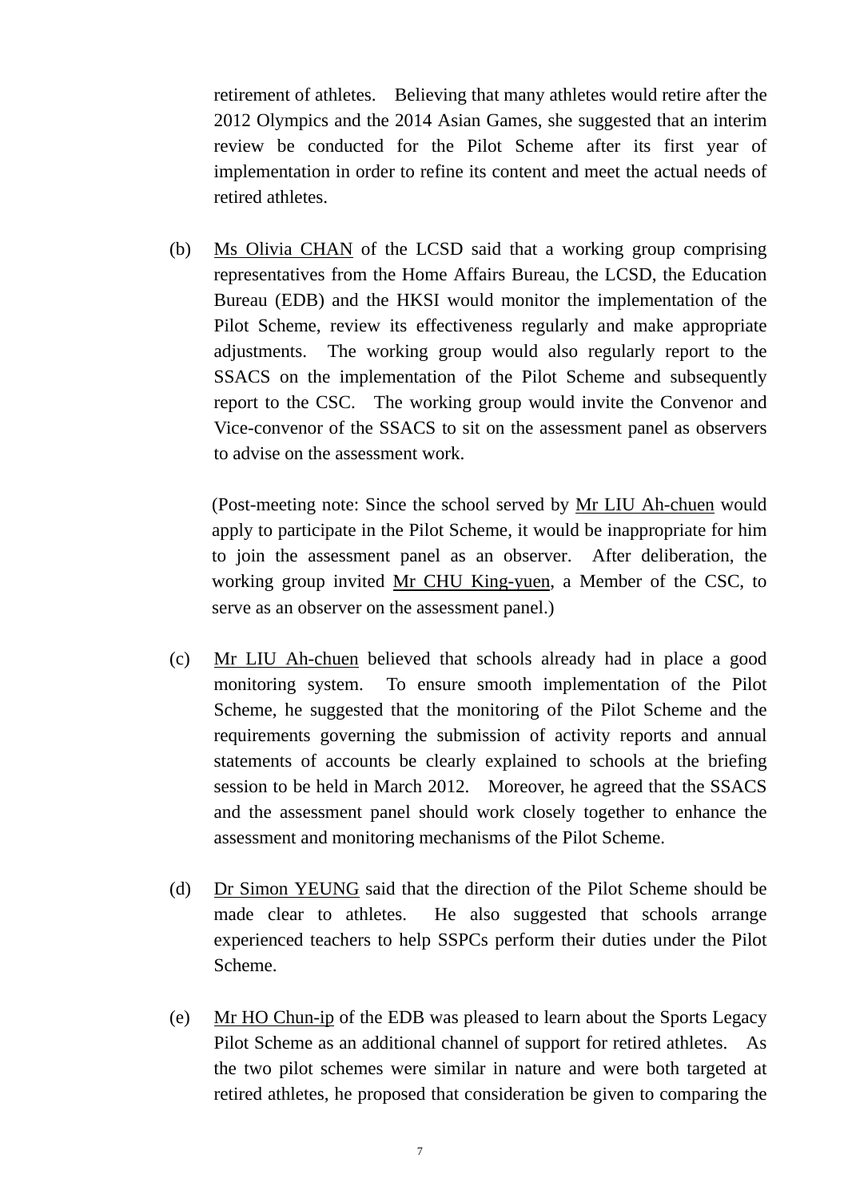retirement of athletes. Believing that many athletes would retire after the 2012 Olympics and the 2014 Asian Games, she suggested that an interim review be conducted for the Pilot Scheme after its first year of implementation in order to refine its content and meet the actual needs of retired athletes.

(b) Ms Olivia CHAN of the LCSD said that a working group comprising representatives from the Home Affairs Bureau, the LCSD, the Education Bureau (EDB) and the HKSI would monitor the implementation of the Pilot Scheme, review its effectiveness regularly and make appropriate adjustments. The working group would also regularly report to the SSACS on the implementation of the Pilot Scheme and subsequently report to the CSC. The working group would invite the Convenor and Vice-convenor of the SSACS to sit on the assessment panel as observers to advise on the assessment work.

(Post-meeting note: Since the school served by Mr LIU Ah-chuen would apply to participate in the Pilot Scheme, it would be inappropriate for him to join the assessment panel as an observer. After deliberation, the working group invited Mr CHU King-yuen, a Member of the CSC, to serve as an observer on the assessment panel.)

(c) Mr LIU Ah-chuen believed that schools already had in place a good monitoring system. To ensure smooth implementation of the Pilot Scheme, he suggested that the monitoring of the Pilot Scheme and the requirements governing the submission of activity reports and annual statements of accounts be clearly explained to schools at the briefing session to be held in March 2012. Moreover, he agreed that the SSACS and the assessment panel should work closely together to enhance the assessment and monitoring mechanisms of the Pilot Scheme.

(d) Dr Simon YEUNG said that the direction of the Pilot Scheme should be made clear to athletes. He also suggested that schools arrange experienced teachers to help SSPCs perform their duties under the Pilot Scheme.

(e) Mr HO Chun-ip of the EDB was pleased to learn about the Sports Legacy Pilot Scheme as an additional channel of support for retired athletes. As the two pilot schemes were similar in nature and were both targeted at retired athletes, he proposed that consideration be given to comparing the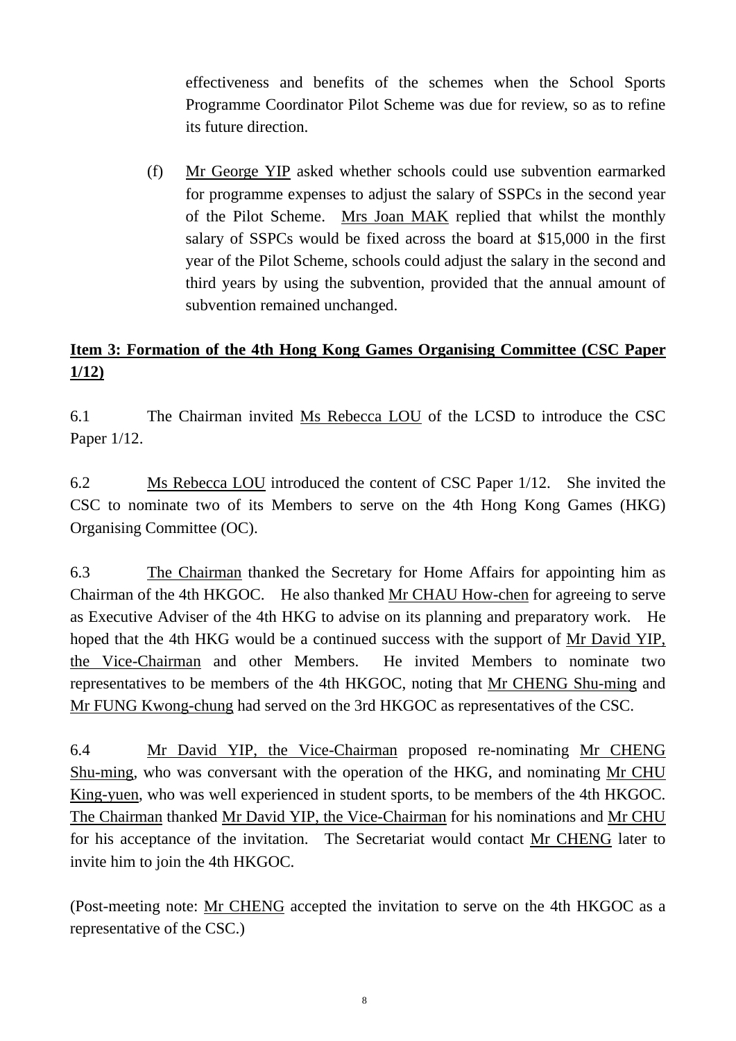effectiveness and benefits of the schemes when the School Sports Programme Coordinator Pilot Scheme was due for review, so as to refine its future direction.

(f) Mr George YIP asked whether schools could use subvention earmarked for programme expenses to adjust the salary of SSPCs in the second year of the Pilot Scheme. Mrs Joan MAK replied that whilst the monthly salary of SSPCs would be fixed across the board at $15,000 in the first year of the Pilot Scheme, schools could adjust the salary in the second and third years by using the subvention, provided that the annual amount of subvention remained unchanged.

**Item 3: Formation of the 4th Hong Kong Games Organising Committee (CSC Paper 1/12)**

6.1 The Chairman invited Ms Rebecca LOU of the LCSD to introduce the CSC Paper 1/12.

6.2 Ms Rebecca LOU introduced the content of CSC Paper 1/12. She invited the CSC to nominate two of its Members to serve on the 4th Hong Kong Games (HKG) Organising Committee (OC).

6.3 The Chairman thanked the Secretary for Home Affairs for appointing him as Chairman of the 4th HKGOC. He also thanked Mr CHAU How-chen for agreeing to serve as Executive Adviser of the 4th HKG to advise on its planning and preparatory work. He hoped that the 4th HKG would be a continued success with the support of Mr David YIP, the Vice-Chairman and other Members. He invited Members to nominate two representatives to be members of the 4th HKGOC, noting that Mr CHENG Shu-ming and Mr FUNG Kwong-chung had served on the 3rd HKGOC as representatives of the CSC.

6.4 Mr David YIP, the Vice-Chairman proposed re-nominating Mr CHENG Shu-ming, who was conversant with the operation of the HKG, and nominating Mr CHU King-yuen, who was well experienced in student sports, to be members of the 4th HKGOC. The Chairman thanked Mr David YIP, the Vice-Chairman for his nominations and Mr CHU for his acceptance of the invitation. The Secretariat would contact Mr CHENG later to invite him to join the 4th HKGOC.

(Post-meeting note: Mr CHENG accepted the invitation to serve on the 4th HKGOC as a representative of the CSC.)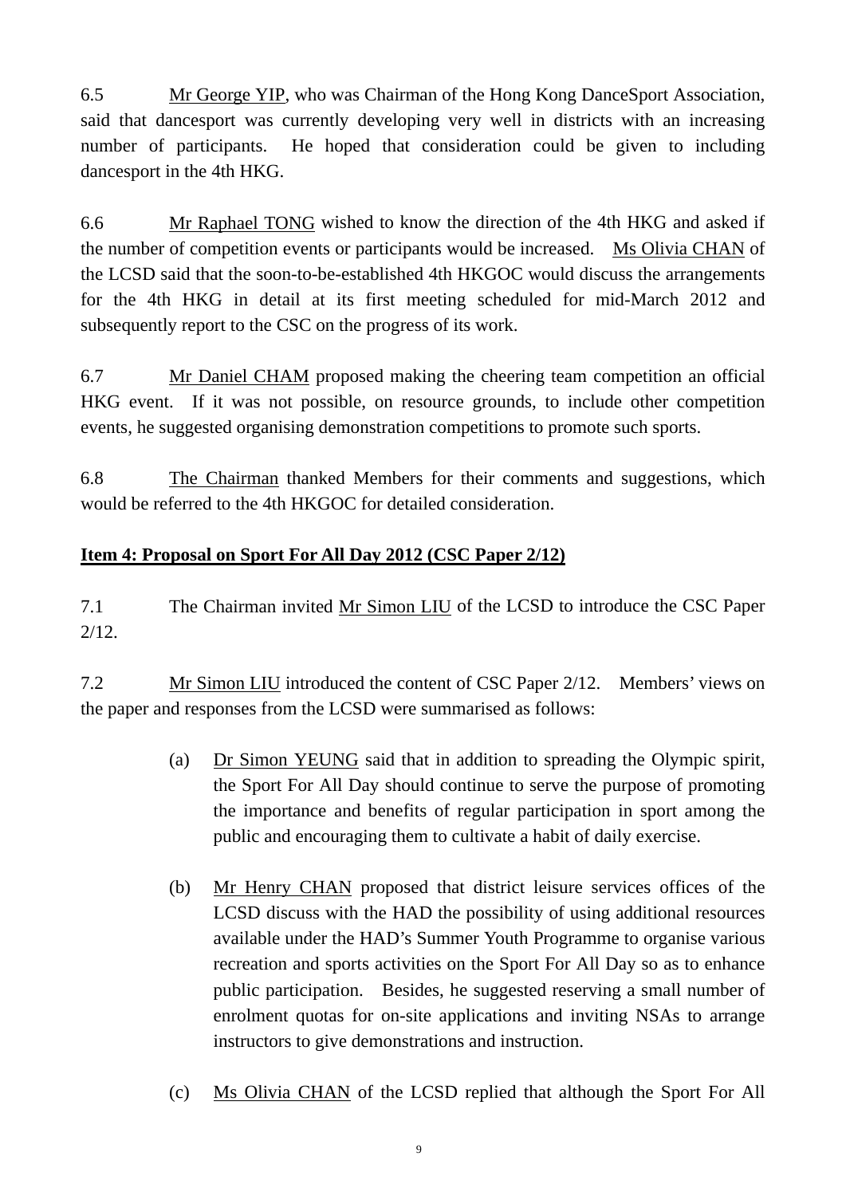6.5 Mr George YIP, who was Chairman of the Hong Kong DanceSport Association, said that dancesport was currently developing very well in districts with an increasing number of participants. He hoped that consideration could be given to including dancesport in the 4th HKG.

6.6 Mr Raphael TONG wished to know the direction of the 4th HKG and asked if the number of competition events or participants would be increased. Ms Olivia CHAN of the LCSD said that the soon-to-be-established 4th HKGOC would discuss the arrangements for the 4th HKG in detail at its first meeting scheduled for mid-March 2012 and subsequently report to the CSC on the progress of its work.

6.7 Mr Daniel CHAM proposed making the cheering team competition an official HKG event. If it was not possible, on resource grounds, to include other competition events, he suggested organising demonstration competitions to promote such sports.

6.8 The Chairman thanked Members for their comments and suggestions, which would be referred to the 4th HKGOC for detailed consideration.

**Item 4: Proposal on Sport For All Day 2012 (CSC Paper 2/12)**

7.1 The Chairman invited Mr Simon LIU of the LCSD to introduce the CSC Paper 2/12.

7.2 Mr Simon LIU introduced the content of CSC Paper 2/12. Members' views on the paper and responses from the LCSD were summarised as follows:

(a) Dr Simon YEUNG said that in addition to spreading the Olympic spirit, the Sport For All Day should continue to serve the purpose of promoting the importance and benefits of regular participation in sport among the public and encouraging them to cultivate a habit of daily exercise.

(b) Mr Henry CHAN proposed that district leisure services offices of the LCSD discuss with the HAD the possibility of using additional resources available under the HAD's Summer Youth Programme to organise various recreation and sports activities on the Sport For All Day so as to enhance public participation. Besides, he suggested reserving a small number of enrolment quotas for on-site applications and inviting NSAs to arrange instructors to give demonstrations and instruction.

(c) Ms Olivia CHAN of the LCSD replied that although the Sport For All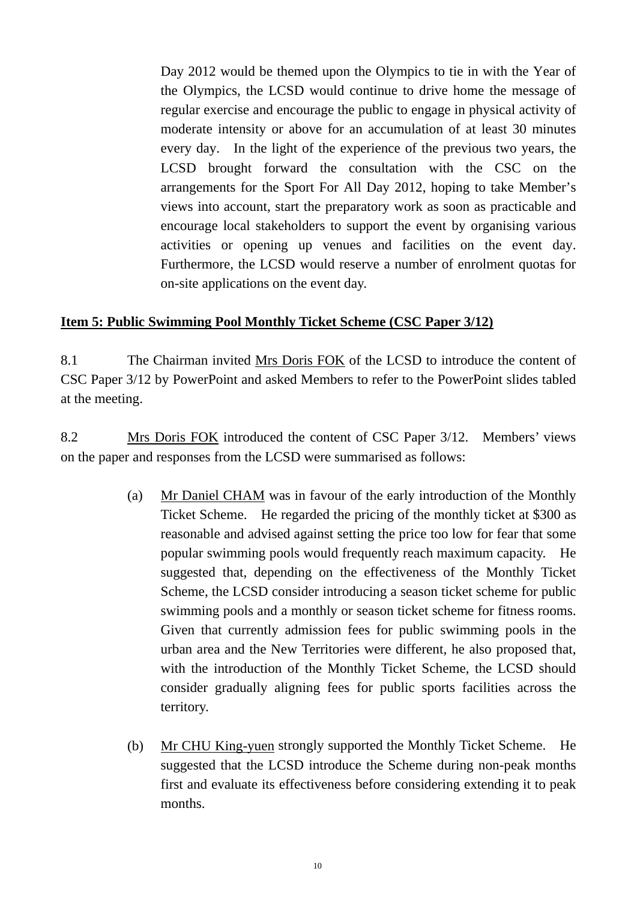Day 2012 would be themed upon the Olympics to tie in with the Year of the Olympics, the LCSD would continue to drive home the message of regular exercise and encourage the public to engage in physical activity of moderate intensity or above for an accumulation of at least 30 minutes every day. In the light of the experience of the previous two years, the LCSD brought forward the consultation with the CSC on the arrangements for the Sport For All Day 2012, hoping to take Member's views into account, start the preparatory work as soon as practicable and encourage local stakeholders to support the event by organising various activities or opening up venues and facilities on the event day. Furthermore, the LCSD would reserve a number of enrolment quotas for on-site applications on the event day.

**Item 5: Public Swimming Pool Monthly Ticket Scheme (CSC Paper 3/12)**

8.1 The Chairman invited Mrs Doris FOK of the LCSD to introduce the content of CSC Paper 3/12 by PowerPoint and asked Members to refer to the PowerPoint slides tabled at the meeting.

8.2 Mrs Doris FOK introduced the content of CSC Paper 3/12. Members' views on the paper and responses from the LCSD were summarised as follows:

(a) Mr Daniel CHAM was in favour of the early introduction of the Monthly Ticket Scheme. He regarded the pricing of the monthly ticket at $300 as reasonable and advised against setting the price too low for fear that some popular swimming pools would frequently reach maximum capacity. He suggested that, depending on the effectiveness of the Monthly Ticket Scheme, the LCSD consider introducing a season ticket scheme for public swimming pools and a monthly or season ticket scheme for fitness rooms. Given that currently admission fees for public swimming pools in the urban area and the New Territories were different, he also proposed that, with the introduction of the Monthly Ticket Scheme, the LCSD should consider gradually aligning fees for public sports facilities across the territory.

(b) Mr CHU King-yuen strongly supported the Monthly Ticket Scheme. He suggested that the LCSD introduce the Scheme during non-peak months first and evaluate its effectiveness before considering extending it to peak months.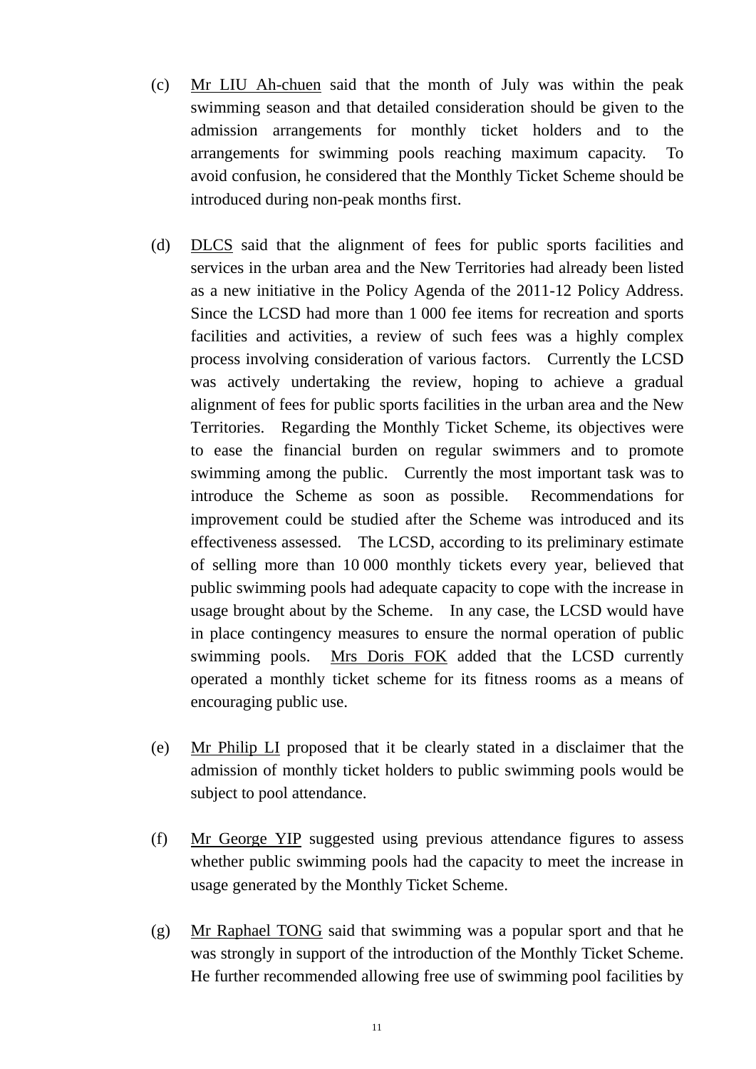(c) Mr LIU Ah-chuen said that the month of July was within the peak swimming season and that detailed consideration should be given to the admission arrangements for monthly ticket holders and to the arrangements for swimming pools reaching maximum capacity. To avoid confusion, he considered that the Monthly Ticket Scheme should be introduced during non-peak months first.

(d) DLCS said that the alignment of fees for public sports facilities and services in the urban area and the New Territories had already been listed as a new initiative in the Policy Agenda of the 2011-12 Policy Address. Since the LCSD had more than 1 000 fee items for recreation and sports facilities and activities, a review of such fees was a highly complex process involving consideration of various factors. Currently the LCSD was actively undertaking the review, hoping to achieve a gradual alignment of fees for public sports facilities in the urban area and the New Territories. Regarding the Monthly Ticket Scheme, its objectives were to ease the financial burden on regular swimmers and to promote swimming among the public. Currently the most important task was to introduce the Scheme as soon as possible. Recommendations for improvement could be studied after the Scheme was introduced and its effectiveness assessed. The LCSD, according to its preliminary estimate of selling more than 10 000 monthly tickets every year, believed that public swimming pools had adequate capacity to cope with the increase in usage brought about by the Scheme. In any case, the LCSD would have in place contingency measures to ensure the normal operation of public swimming pools. Mrs Doris FOK added that the LCSD currently operated a monthly ticket scheme for its fitness rooms as a means of encouraging public use.

(e) Mr Philip LI proposed that it be clearly stated in a disclaimer that the admission of monthly ticket holders to public swimming pools would be subject to pool attendance.

(f) Mr George YIP suggested using previous attendance figures to assess whether public swimming pools had the capacity to meet the increase in usage generated by the Monthly Ticket Scheme.

(g) Mr Raphael TONG said that swimming was a popular sport and that he was strongly in support of the introduction of the Monthly Ticket Scheme. He further recommended allowing free use of swimming pool facilities by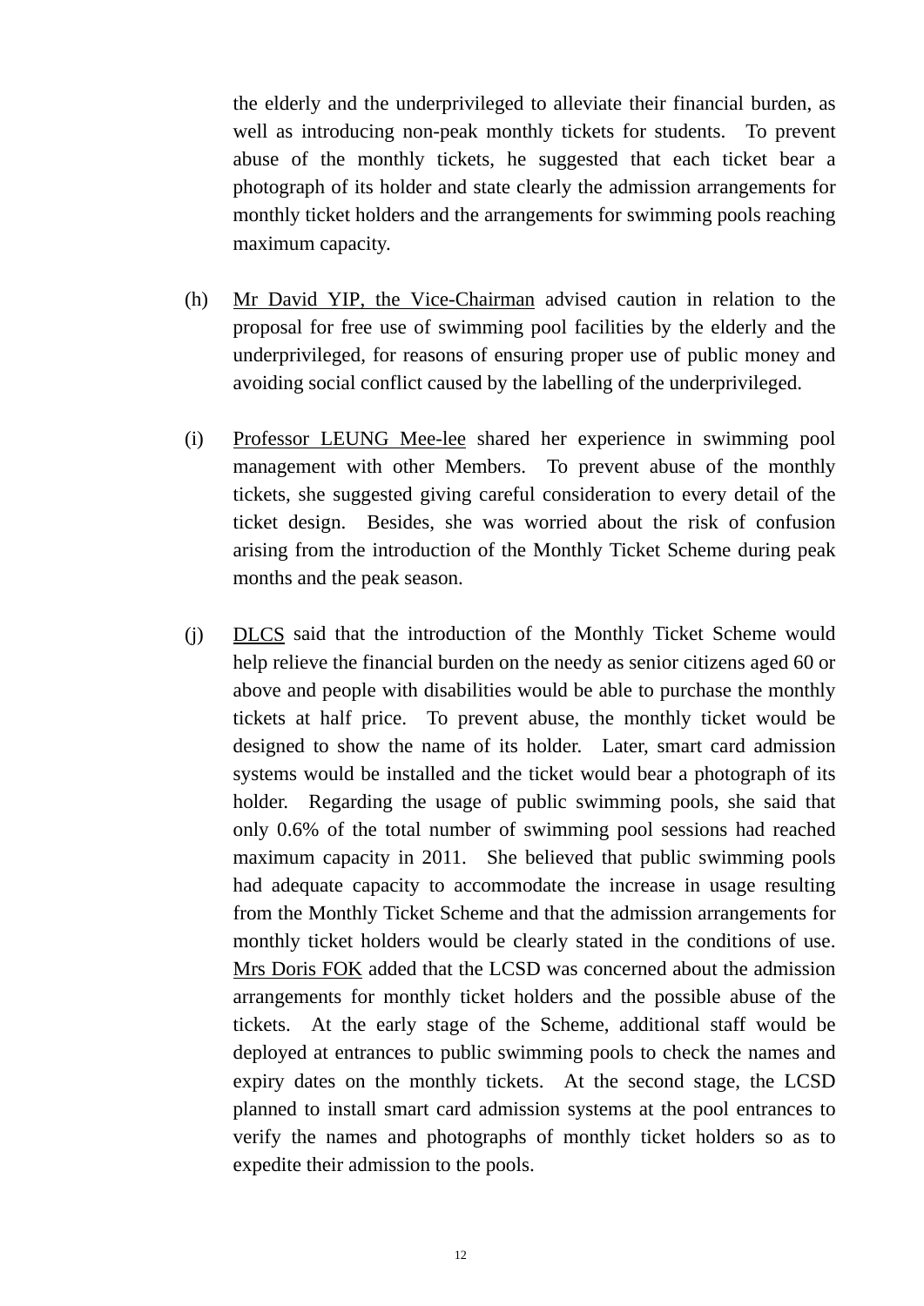the elderly and the underprivileged to alleviate their financial burden, as well as introducing non-peak monthly tickets for students. To prevent abuse of the monthly tickets, he suggested that each ticket bear a photograph of its holder and state clearly the admission arrangements for monthly ticket holders and the arrangements for swimming pools reaching maximum capacity.

(h) Mr David YIP, the Vice-Chairman advised caution in relation to the proposal for free use of swimming pool facilities by the elderly and the underprivileged, for reasons of ensuring proper use of public money and avoiding social conflict caused by the labelling of the underprivileged.

(i) Professor LEUNG Mee-lee shared her experience in swimming pool management with other Members. To prevent abuse of the monthly tickets, she suggested giving careful consideration to every detail of the ticket design. Besides, she was worried about the risk of confusion arising from the introduction of the Monthly Ticket Scheme during peak months and the peak season.

(j) DLCS said that the introduction of the Monthly Ticket Scheme would help relieve the financial burden on the needy as senior citizens aged 60 or above and people with disabilities would be able to purchase the monthly tickets at half price. To prevent abuse, the monthly ticket would be designed to show the name of its holder. Later, smart card admission systems would be installed and the ticket would bear a photograph of its holder. Regarding the usage of public swimming pools, she said that only 0.6% of the total number of swimming pool sessions had reached maximum capacity in 2011. She believed that public swimming pools had adequate capacity to accommodate the increase in usage resulting from the Monthly Ticket Scheme and that the admission arrangements for monthly ticket holders would be clearly stated in the conditions of use. Mrs Doris FOK added that the LCSD was concerned about the admission arrangements for monthly ticket holders and the possible abuse of the tickets. At the early stage of the Scheme, additional staff would be deployed at entrances to public swimming pools to check the names and expiry dates on the monthly tickets. At the second stage, the LCSD planned to install smart card admission systems at the pool entrances to verify the names and photographs of monthly ticket holders so as to expedite their admission to the pools.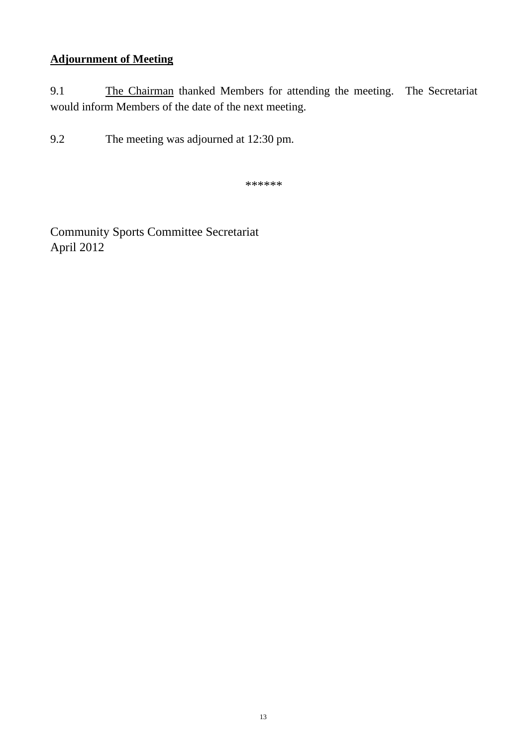**<u>Adjournment of Meeting</u>**

9.1 <u>The Chairman</u> thanked Members for attending the meeting. The Secretariat would inform Members of the date of the next meeting.

9.2 The meeting was adjourned at 12:30 pm.

******

Community Sports Committee Secretariat
April 2012